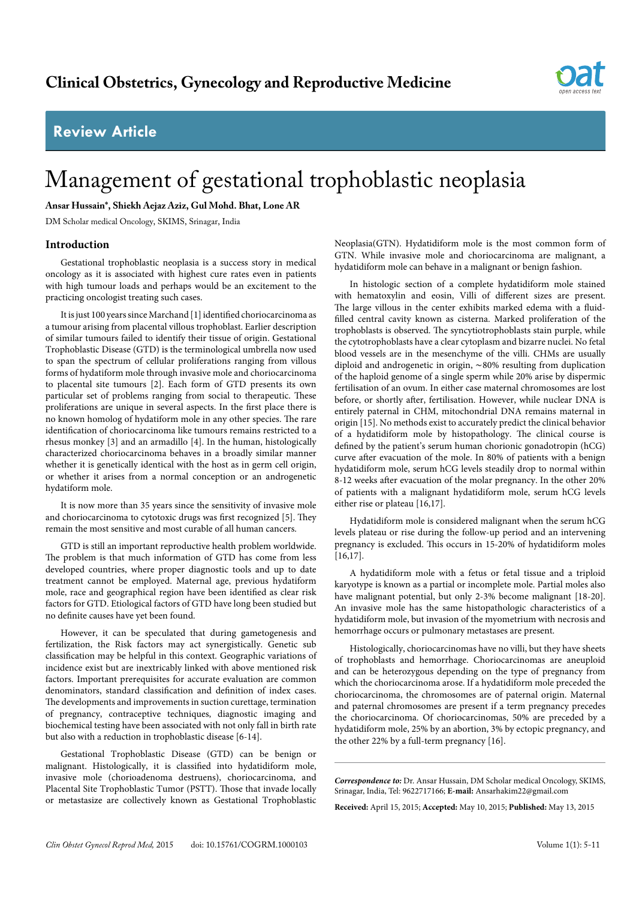# Management of gestational trophoblastic neoplasia

**Ansar Hussain*, Shiekh Aejaz Aziz, Gul Mohd. Bhat, Lone AR**

DM Scholar medical Oncology, SKIMS, Srinagar, India

## Introduction

Gestational trophoblastic neoplasia is a success story in medical oncology as it is associated with highest cure rates even in patients with high tumour loads and perhaps would be an excitement to the practicing oncologist treating such cases.

It is just 100 years since Marchand [1] identified choriocarcinoma as a tumour arising from placental villous trophoblast. Earlier description of similar tumours failed to identify their tissue of origin. Gestational Trophoblastic Disease (GTD) is the terminological umbrella now used to span the spectrum of cellular proliferations ranging from villous forms of hydatiform mole through invasive mole and choriocarcinoma to placental site tumours [2]. Each form of GTD presents its own particular set of problems ranging from social to therapeutic. These proliferations are unique in several aspects. In the first place there is no known homolog of hydatiform mole in any other species. The rare identification of choriocarcinoma like tumours remains restricted to a rhesus monkey [3] and an armadillo [4]. In the human, histologically characterized choriocarcinoma behaves in a broadly similar manner whether it is genetically identical with the host as in germ cell origin, or whether it arises from a normal conception or an androgenetic hydatiform mole.

It is now more than 35 years since the sensitivity of invasive mole and choriocarcinoma to cytotoxic drugs was first recognized [5]. They remain the most sensitive and most curable of all human cancers.

GTD is still an important reproductive health problem worldwide. The problem is that much information of GTD has come from less developed countries, where proper diagnostic tools and up to date treatment cannot be employed. Maternal age, previous hydatiform mole, race and geographical region have been identified as clear risk factors for GTD. Etiological factors of GTD have long been studied but no definite causes have yet been found.

However, it can be speculated that during gametogenesis and fertilization, the Risk factors may act synergistically. Genetic sub classification may be helpful in this context. Geographic variations of incidence exist but are inextricably linked with above mentioned risk factors. Important prerequisites for accurate evaluation are common denominators, standard classification and definition of index cases. The developments and improvements in suction curettage, termination of pregnancy, contraceptive techniques, diagnostic imaging and biochemical testing have been associated with not only fall in birth rate but also with a reduction in trophoblastic disease [6-14].

Gestational Trophoblastic Disease (GTD) can be benign or malignant. Histologically, it is classified into hydatidiform mole, invasive mole (chorioadenoma destruens), choriocarcinoma, and Placental Site Trophoblastic Tumor (PSTT). Those that invade locally or metastasize are collectively known as Gestational Trophoblastic Neoplasia(GTN). Hydatidiform mole is the most common form of GTN. While invasive mole and choriocarcinoma are malignant, a hydatidiform mole can behave in a malignant or benign fashion.

In histologic section of a complete hydatidiform mole stained with hematoxylin and eosin, Villi of different sizes are present. The large villous in the center exhibits marked edema with a fluid-filled central cavity known as cisterna. Marked proliferation of the trophoblasts is observed. The syncytiotrophoblasts stain purple, while the cytotrophoblasts have a clear cytoplasm and bizarre nuclei. No fetal blood vessels are in the mesenchyme of the villi. CHMs are usually diploid and androgenetic in origin, ~80% resulting from duplication of the haploid genome of a single sperm while 20% arise by dispermic fertilisation of an ovum. In either case maternal chromosomes are lost before, or shortly after, fertilisation. However, while nuclear DNA is entirely paternal in CHM, mitochondrial DNA remains maternal in origin [15]. No methods exist to accurately predict the clinical behavior of a hydatidiform mole by histopathology. The clinical course is defined by the patient's serum human chorionic gonadotropin (hCG) curve after evacuation of the mole. In 80% of patients with a benign hydatidiform mole, serum hCG levels steadily drop to normal within 8-12 weeks after evacuation of the molar pregnancy. In the other 20% of patients with a malignant hydatidiform mole, serum hCG levels either rise or plateau [16,17].

Hydatidiform mole is considered malignant when the serum hCG levels plateau or rise during the follow-up period and an intervening pregnancy is excluded. This occurs in 15-20% of hydatidiform moles [16,17].

A hydatidiform mole with a fetus or fetal tissue and a triploid karyotype is known as a partial or incomplete mole. Partial moles also have malignant potential, but only 2-3% become malignant [18-20]. An invasive mole has the same histopathologic characteristics of a hydatidiform mole, but invasion of the myometrium with necrosis and hemorrhage occurs or pulmonary metastases are present.

Histologically, choriocarcinomas have no villi, but they have sheets of trophoblasts and hemorrhage. Choriocarcinomas are aneuploid and can be heterozygous depending on the type of pregnancy from which the choriocarcinoma arose. If a hydatidiform mole preceded the choriocarcinoma, the chromosomes are of paternal origin. Maternal and paternal chromosomes are present if a term pregnancy precedes the choriocarcinoma. Of choriocarcinomas, 50% are preceded by a hydatidiform mole, 25% by an abortion, 3% by ectopic pregnancy, and the other 22% by a full-term pregnancy [16].

---

***Correspondence to:*** Dr. Ansar Hussain, DM Scholar medical Oncology, SKIMS, Srinagar, India, Tel: 9622717166; **E-mail:** Ansarhakim22@gmail.com

**Received:** April 15, 2015; **Accepted:** May 10, 2015; **Published:** May 13, 2015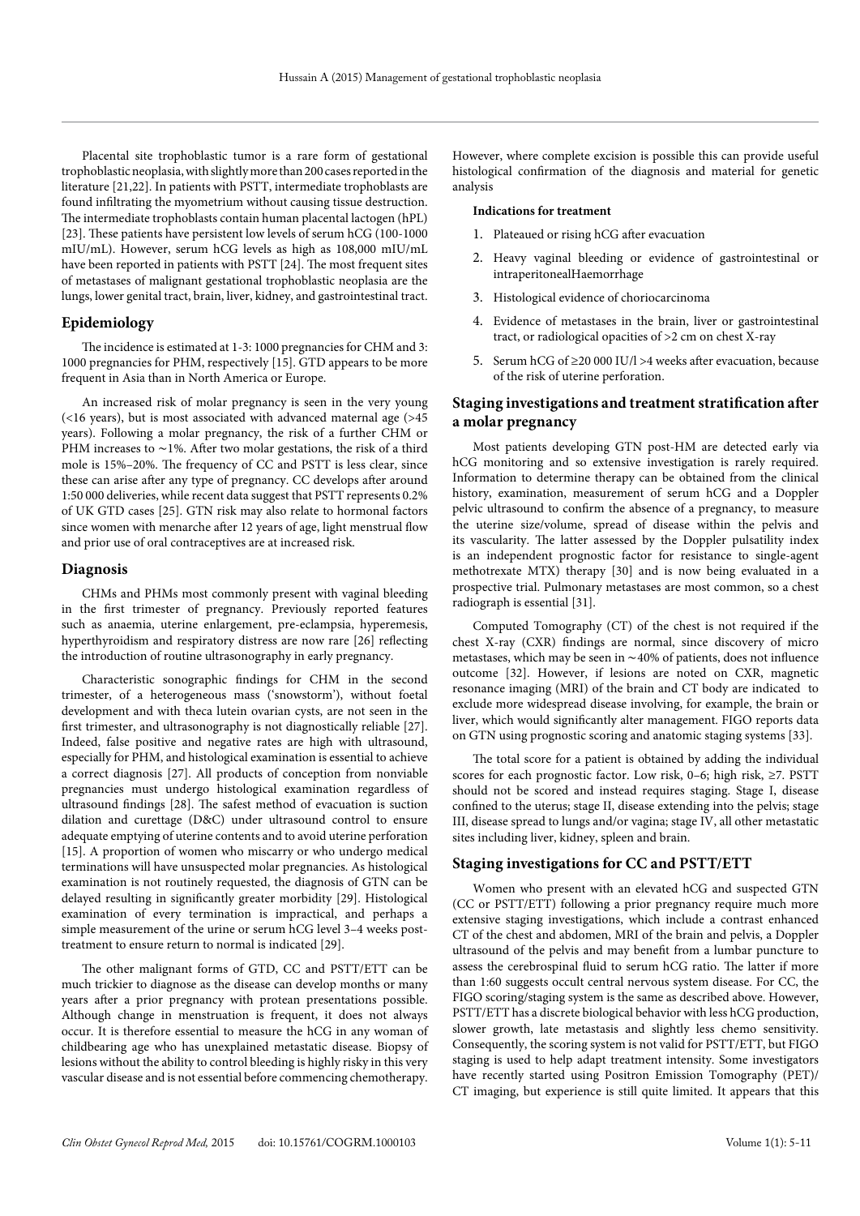Placental site trophoblastic tumor is a rare form of gestational trophoblastic neoplasia, with slightly more than 200 cases reported in the literature [21,22]. In patients with PSTT, intermediate trophoblasts are found infiltrating the myometrium without causing tissue destruction. The intermediate trophoblasts contain human placental lactogen (hPL) [23]. These patients have persistent low levels of serum hCG (100-1000 mIU/mL). However, serum hCG levels as high as 108,000 mIU/mL have been reported in patients with PSTT [24]. The most frequent sites of metastases of malignant gestational trophoblastic neoplasia are the lungs, lower genital tract, brain, liver, kidney, and gastrointestinal tract.

## Epidemiology

The incidence is estimated at 1-3: 1000 pregnancies for CHM and 3: 1000 pregnancies for PHM, respectively [15]. GTD appears to be more frequent in Asia than in North America or Europe.

An increased risk of molar pregnancy is seen in the very young (<16 years), but is most associated with advanced maternal age (>45 years). Following a molar pregnancy, the risk of a further CHM or PHM increases to ~1%. After two molar gestations, the risk of a third mole is 15%–20%. The frequency of CC and PSTT is less clear, since these can arise after any type of pregnancy. CC develops after around 1:50 000 deliveries, while recent data suggest that PSTT represents 0.2% of UK GTD cases [25]. GTN risk may also relate to hormonal factors since women with menarche after 12 years of age, light menstrual flow and prior use of oral contraceptives are at increased risk.

## Diagnosis

CHMs and PHMs most commonly present with vaginal bleeding in the first trimester of pregnancy. Previously reported features such as anaemia, uterine enlargement, pre-eclampsia, hyperemesis, hyperthyroidism and respiratory distress are now rare [26] reflecting the introduction of routine ultrasonography in early pregnancy.

Characteristic sonographic findings for CHM in the second trimester, of a heterogeneous mass ('snowstorm'), without foetal development and with theca lutein ovarian cysts, are not seen in the first trimester, and ultrasonography is not diagnostically reliable [27]. Indeed, false positive and negative rates are high with ultrasound, especially for PHM, and histological examination is essential to achieve a correct diagnosis [27]. All products of conception from nonviable pregnancies must undergo histological examination regardless of ultrasound findings [28]. The safest method of evacuation is suction dilation and curettage (D&C) under ultrasound control to ensure adequate emptying of uterine contents and to avoid uterine perforation [15]. A proportion of women who miscarry or who undergo medical terminations will have unsuspected molar pregnancies. As histological examination is not routinely requested, the diagnosis of GTN can be delayed resulting in significantly greater morbidity [29]. Histological examination of every termination is impractical, and perhaps a simple measurement of the urine or serum hCG level 3–4 weeks post-treatment to ensure return to normal is indicated [29].

The other malignant forms of GTD, CC and PSTT/ETT can be much trickier to diagnose as the disease can develop months or many years after a prior pregnancy with protean presentations possible. Although change in menstruation is frequent, it does not always occur. It is therefore essential to measure the hCG in any woman of childbearing age who has unexplained metastatic disease. Biopsy of lesions without the ability to control bleeding is highly risky in this very vascular disease and is not essential before commencing chemotherapy. However, where complete excision is possible this can provide useful histological confirmation of the diagnosis and material for genetic analysis

**Indications for treatment**

1. Plateaued or rising hCG after evacuation
2. Heavy vaginal bleeding or evidence of gastrointestinal or intraperitonealHaemorrhage
3. Histological evidence of choriocarcinoma
4. Evidence of metastases in the brain, liver or gastrointestinal tract, or radiological opacities of >2 cm on chest X-ray
5. Serum hCG of ≥20 000 IU/l >4 weeks after evacuation, because of the risk of uterine perforation.

## Staging investigations and treatment stratification after a molar pregnancy

Most patients developing GTN post-HM are detected early via hCG monitoring and so extensive investigation is rarely required. Information to determine therapy can be obtained from the clinical history, examination, measurement of serum hCG and a Doppler pelvic ultrasound to confirm the absence of a pregnancy, to measure the uterine size/volume, spread of disease within the pelvis and its vascularity. The latter assessed by the Doppler pulsatility index is an independent prognostic factor for resistance to single-agent methotrexate MTX) therapy [30] and is now being evaluated in a prospective trial. Pulmonary metastases are most common, so a chest radiograph is essential [31].

Computed Tomography (CT) of the chest is not required if the chest X-ray (CXR) findings are normal, since discovery of micro metastases, which may be seen in ~40% of patients, does not influence outcome [32]. However, if lesions are noted on CXR, magnetic resonance imaging (MRI) of the brain and CT body are indicated to exclude more widespread disease involving, for example, the brain or liver, which would significantly alter management. FIGO reports data on GTN using prognostic scoring and anatomic staging systems [33].

The total score for a patient is obtained by adding the individual scores for each prognostic factor. Low risk, 0–6; high risk, ≥7. PSTT should not be scored and instead requires staging. Stage I, disease confined to the uterus; stage II, disease extending into the pelvis; stage III, disease spread to lungs and/or vagina; stage IV, all other metastatic sites including liver, kidney, spleen and brain.

## Staging investigations for CC and PSTT/ETT

Women who present with an elevated hCG and suspected GTN (CC or PSTT/ETT) following a prior pregnancy require much more extensive staging investigations, which include a contrast enhanced CT of the chest and abdomen, MRI of the brain and pelvis, a Doppler ultrasound of the pelvis and may benefit from a lumbar puncture to assess the cerebrospinal fluid to serum hCG ratio. The latter if more than 1:60 suggests occult central nervous system disease. For CC, the FIGO scoring/staging system is the same as described above. However, PSTT/ETT has a discrete biological behavior with less hCG production, slower growth, late metastasis and slightly less chemo sensitivity. Consequently, the scoring system is not valid for PSTT/ETT, but FIGO staging is used to help adapt treatment intensity. Some investigators have recently started using Positron Emission Tomography (PET)/CT imaging, but experience is still quite limited. It appears that this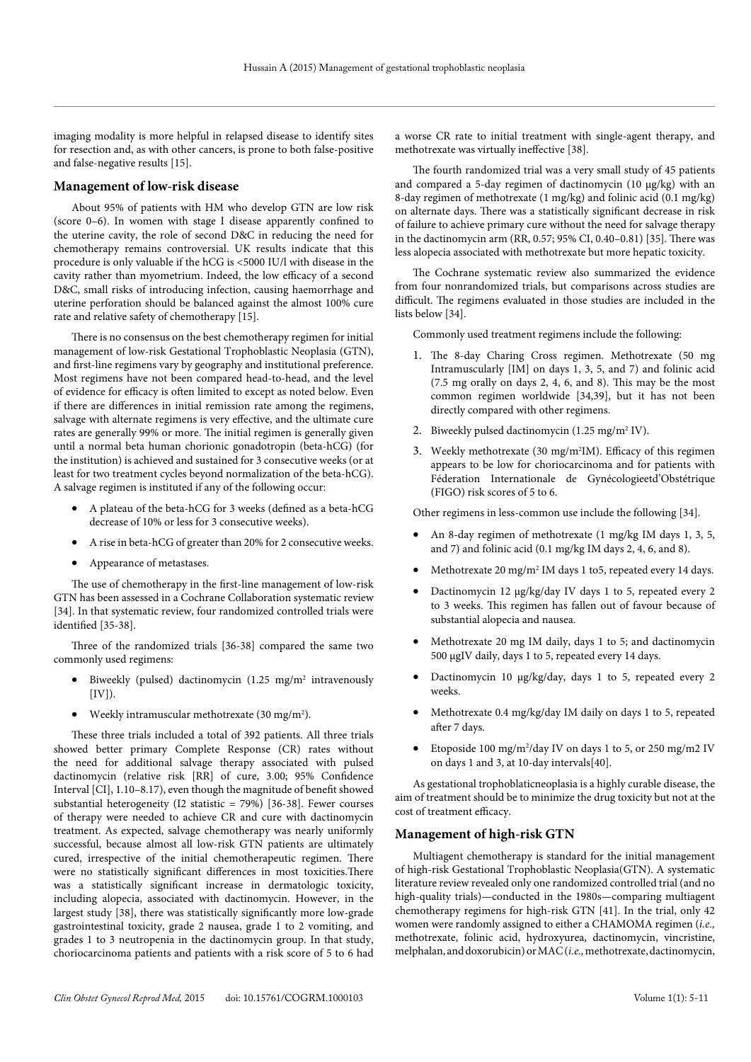imaging modality is more helpful in relapsed disease to identify sites for resection and, as with other cancers, is prone to both false-positive and false-negative results [15].

## Management of low-risk disease

About 95% of patients with HM who develop GTN are low risk (score 0–6). In women with stage I disease apparently confined to the uterine cavity, the role of second D&C in reducing the need for chemotherapy remains controversial. UK results indicate that this procedure is only valuable if the hCG is <5000 IU/l with disease in the cavity rather than myometrium. Indeed, the low efficacy of a second D&C, small risks of introducing infection, causing haemorrhage and uterine perforation should be balanced against the almost 100% cure rate and relative safety of chemotherapy [15].

There is no consensus on the best chemotherapy regimen for initial management of low-risk Gestational Trophoblastic Neoplasia (GTN), and first-line regimens vary by geography and institutional preference. Most regimens have not been compared head-to-head, and the level of evidence for efficacy is often limited to except as noted below. Even if there are differences in initial remission rate among the regimens, salvage with alternate regimens is very effective, and the ultimate cure rates are generally 99% or more. The initial regimen is generally given until a normal beta human chorionic gonadotropin (beta-hCG) (for the institution) is achieved and sustained for 3 consecutive weeks (or at least for two treatment cycles beyond normalization of the beta-hCG). A salvage regimen is instituted if any of the following occur:

- A plateau of the beta-hCG for 3 weeks (defined as a beta-hCG decrease of 10% or less for 3 consecutive weeks).
- A rise in beta-hCG of greater than 20% for 2 consecutive weeks.
- Appearance of metastases.

The use of chemotherapy in the first-line management of low-risk GTN has been assessed in a Cochrane Collaboration systematic review [34]. In that systematic review, four randomized controlled trials were identified [35-38].

Three of the randomized trials [36-38] compared the same two commonly used regimens:

- Biweekly (pulsed) dactinomycin (1.25 mg/m$^2$ intravenously [IV]).
- Weekly intramuscular methotrexate (30 mg/m$^2$).

These three trials included a total of 392 patients. All three trials showed better primary Complete Response (CR) rates without the need for additional salvage therapy associated with pulsed dactinomycin (relative risk [RR] of cure, 3.00; 95% Confidence Interval [CI], 1.10–8.17), even though the magnitude of benefit showed substantial heterogeneity (I2 statistic = 79%) [36-38]. Fewer courses of therapy were needed to achieve CR and cure with dactinomycin treatment. As expected, salvage chemotherapy was nearly uniformly successful, because almost all low-risk GTN patients are ultimately cured, irrespective of the initial chemotherapeutic regimen. There were no statistically significant differences in most toxicities.There was a statistically significant increase in dermatologic toxicity, including alopecia, associated with dactinomycin. However, in the largest study [38], there was statistically significantly more low-grade gastrointestinal toxicity, grade 2 nausea, grade 1 to 2 vomiting, and grades 1 to 3 neutropenia in the dactinomycin group. In that study, choriocarcinoma patients and patients with a risk score of 5 to 6 had a worse CR rate to initial treatment with single-agent therapy, and methotrexate was virtually ineffective [38].

The fourth randomized trial was a very small study of 45 patients and compared a 5-day regimen of dactinomycin (10 μg/kg) with an 8-day regimen of methotrexate (1 mg/kg) and folinic acid (0.1 mg/kg) on alternate days. There was a statistically significant decrease in risk of failure to achieve primary cure without the need for salvage therapy in the dactinomycin arm (RR, 0.57; 95% CI, 0.40–0.81) [35]. There was less alopecia associated with methotrexate but more hepatic toxicity.

The Cochrane systematic review also summarized the evidence from four nonrandomized trials, but comparisons across studies are difficult. The regimens evaluated in those studies are included in the lists below [34].

Commonly used treatment regimens include the following:

1. The 8-day Charing Cross regimen. Methotrexate (50 mg Intramuscularly [IM] on days 1, 3, 5, and 7) and folinic acid (7.5 mg orally on days 2, 4, 6, and 8). This may be the most common regimen worldwide [34,39], but it has not been directly compared with other regimens.
2. Biweekly pulsed dactinomycin (1.25 mg/m$^2$ IV).
3. Weekly methotrexate (30 mg/m$^2$IM). Efficacy of this regimen appears to be low for choriocarcinoma and for patients with Fédération Internationale de Gynécologieetd'Obstétrique (FIGO) risk scores of 5 to 6.

Other regimens in less-common use include the following [34].

- An 8-day regimen of methotrexate (1 mg/kg IM days 1, 3, 5, and 7) and folinic acid (0.1 mg/kg IM days 2, 4, 6, and 8).
- Methotrexate 20 mg/m$^2$ IM days 1 to5, repeated every 14 days.
- Dactinomycin 12 μg/kg/day IV days 1 to 5, repeated every 2 to 3 weeks. This regimen has fallen out of favour because of substantial alopecia and nausea.
- Methotrexate 20 mg IM daily, days 1 to 5; and dactinomycin 500 μgIV daily, days 1 to 5, repeated every 14 days.
- Dactinomycin 10 μg/kg/day, days 1 to 5, repeated every 2 weeks.
- Methotrexate 0.4 mg/kg/day IM daily on days 1 to 5, repeated after 7 days.
- Etoposide 100 mg/m$^2$/day IV on days 1 to 5, or 250 mg/m2 IV on days 1 and 3, at 10-day intervals[40].

As gestational trophoblaticneoplasia is a highly curable disease, the aim of treatment should be to minimize the drug toxicity but not at the cost of treatment efficacy.

## Management of high-risk GTN

Multiagent chemotherapy is standard for the initial management of high-risk Gestational Trophoblastic Neoplasia(GTN). A systematic literature review revealed only one randomized controlled trial (and no high-quality trials)—conducted in the 1980s—comparing multiagent chemotherapy regimens for high-risk GTN [41]. In the trial, only 42 women were randomly assigned to either a CHAMOMA regimen (*i.e.,* methotrexate, folinic acid, hydroxyurea, dactinomycin, vincristine, melphalan, and doxorubicin) or MAC (*i.e.,* methotrexate, dactinomycin,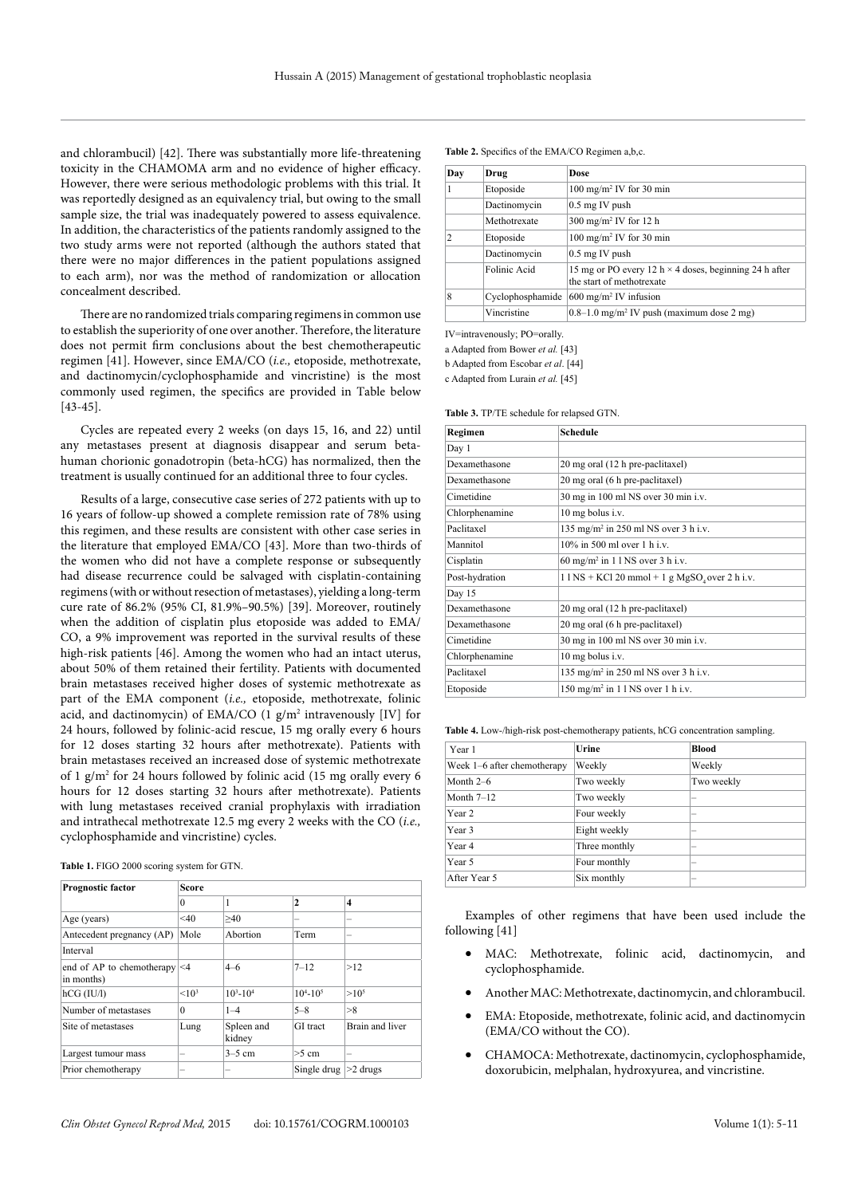and chlorambucil) [42]. There was substantially more life-threatening toxicity in the CHAMOMA arm and no evidence of higher efficacy. However, there were serious methodologic problems with this trial. It was reportedly designed as an equivalency trial, but owing to the small sample size, the trial was inadequately powered to assess equivalence. In addition, the characteristics of the patients randomly assigned to the two study arms were not reported (although the authors stated that there were no major differences in the patient populations assigned to each arm), nor was the method of randomization or allocation concealment described.

There are no randomized trials comparing regimens in common use to establish the superiority of one over another. Therefore, the literature does not permit firm conclusions about the best chemotherapeutic regimen [41]. However, since EMA/CO (*i.e.,* etoposide, methotrexate, and dactinomycin/cyclophosphamide and vincristine) is the most commonly used regimen, the specifics are provided in Table below [43-45].

Cycles are repeated every 2 weeks (on days 15, 16, and 22) until any metastases present at diagnosis disappear and serum beta-human chorionic gonadotropin (beta-hCG) has normalized, then the treatment is usually continued for an additional three to four cycles.

Results of a large, consecutive case series of 272 patients with up to 16 years of follow-up showed a complete remission rate of 78% using this regimen, and these results are consistent with other case series in the literature that employed EMA/CO [43]. More than two-thirds of the women who did not have a complete response or subsequently had disease recurrence could be salvaged with cisplatin-containing regimens (with or without resection of metastases), yielding a long-term cure rate of 86.2% (95% CI, 81.9%–90.5%) [39]. Moreover, routinely when the addition of cisplatin plus etoposide was added to EMA/CO, a 9% improvement was reported in the survival results of these high-risk patients [46]. Among the women who had an intact uterus, about 50% of them retained their fertility. Patients with documented brain metastases received higher doses of systemic methotrexate as part of the EMA component (*i.e.,* etoposide, methotrexate, folinic acid, and dactinomycin) of EMA/CO (1 g/m$^2$ intravenously [IV] for 24 hours, followed by folinic-acid rescue, 15 mg orally every 6 hours for 12 doses starting 32 hours after methotrexate). Patients with brain metastases received an increased dose of systemic methotrexate of 1 g/m$^2$ for 24 hours followed by folinic acid (15 mg orally every 6 hours for 12 doses starting 32 hours after methotrexate). Patients with lung metastases received cranial prophylaxis with irradiation and intrathecal methotrexate 12.5 mg every 2 weeks with the CO (*i.e.,* cyclophosphamide and vincristine) cycles.

**Table 1.** FIGO 2000 scoring system for GTN.

| Prognostic factor | Score | | | |
|---|---|---|---|---|
| | 0 | 1 | 2 | 4 |
| Age (years) | <40 | ≥40 | – | – |
| Antecedent pregnancy (AP) | Mole | Abortion | Term | |
| Interval | | | | |
| end of AP to chemotherapy in months) | <4 | 4–6 | 7–12 | >12 |
| hCG (IU/l) | <10$^3$ | 10$^3$-10$^4$ | 10$^4$-10$^5$ | >10$^5$ |
| Number of metastases | 0 | 1–4 | 5–8 | >8 |
| Site of metastases | Lung | Spleen and kidney | GI tract | Brain and liver |
| Largest tumour mass | – | 3–5 cm | >5 cm | – |
| Prior chemotherapy | – | – | Single drug | >2 drugs |

**Table 2.** Specifics of the EMA/CO Regimen a,b,c.

| Day | Drug | Dose |
|---|---|---|
| 1 | Etoposide | 100 mg/m$^2$ IV for 30 min |
| | Dactinomycin | 0.5 mg IV push |
| | Methotrexate | 300 mg/m$^2$ IV for 12 h |
| 2 | Etoposide | 100 mg/m$^2$ IV for 30 min |
| | Dactinomycin | 0.5 mg IV push |
| | Folinic Acid | 15 mg or PO every 12 h × 4 doses, beginning 24 h after the start of methotrexate |
| 8 | Cyclophosphamide | 600 mg/m$^2$ IV infusion |
| | Vincristine | 0.8–1.0 mg/m$^2$ IV push (maximum dose 2 mg) |

IV=intravenously; PO=orally.

a Adapted from Bower *et al.* [43]

b Adapted from Escobar *et al.* [44]

c Adapted from Lurain *et al.* [45]

**Table 3.** TP/TE schedule for relapsed GTN.

| Regimen | Schedule |
|---|---|
| Day 1 | |
| Dexamethasone | 20 mg oral (12 h pre-paclitaxel) |
| Dexamethasone | 20 mg oral (6 h pre-paclitaxel) |
| Cimetidine | 30 mg in 100 ml NS over 30 min i.v. |
| Chlorphenamine | 10 mg bolus i.v. |
| Paclitaxel | 135 mg/m$^2$ in 250 ml NS over 3 h i.v. |
| Mannitol | 10% in 500 ml over 1 h i.v. |
| Cisplatin | 60 mg/m$^2$ in 1 l NS over 3 h i.v. |
| Post-hydration | 1 l NS + KCl 20 mmol + 1 g $MgSO_4$ over 2 h i.v. |
| Day 15 | |
| Dexamethasone | 20 mg oral (12 h pre-paclitaxel) |
| Dexamethasone | 20 mg oral (6 h pre-paclitaxel) |
| Cimetidine | 30 mg in 100 ml NS over 30 min i.v. |
| Chlorphenamine | 10 mg bolus i.v. |
| Paclitaxel | 135 mg/m$^2$ in 250 ml NS over 3 h i.v. |
| Etoposide | 150 mg/m$^2$ in 1 l NS over 1 h i.v. |

**Table 4.** Low-/high-risk post-chemotherapy patients, hCG concentration sampling.

| Year 1 | Urine | Blood |
|---|---|---|
| Week 1–6 after chemotherapy | Weekly | Weekly |
| Month 2–6 | Two weekly | Two weekly |
| Month 7–12 | Two weekly | – |
| Year 2 | Four weekly | – |
| Year 3 | Eight weekly | – |
| Year 4 | Three monthly | – |
| Year 5 | Four monthly | – |
| After Year 5 | Six monthly | – |

Examples of other regimens that have been used include the following [41]

- MAC: Methotrexate, folinic acid, dactinomycin, and cyclophosphamide.
- Another MAC: Methotrexate, dactinomycin, and chlorambucil.
- EMA: Etoposide, methotrexate, folinic acid, and dactinomycin (EMA/CO without the CO).
- CHAMOCA: Methotrexate, dactinomycin, cyclophosphamide, doxorubicin, melphalan, hydroxyurea, and vincristine.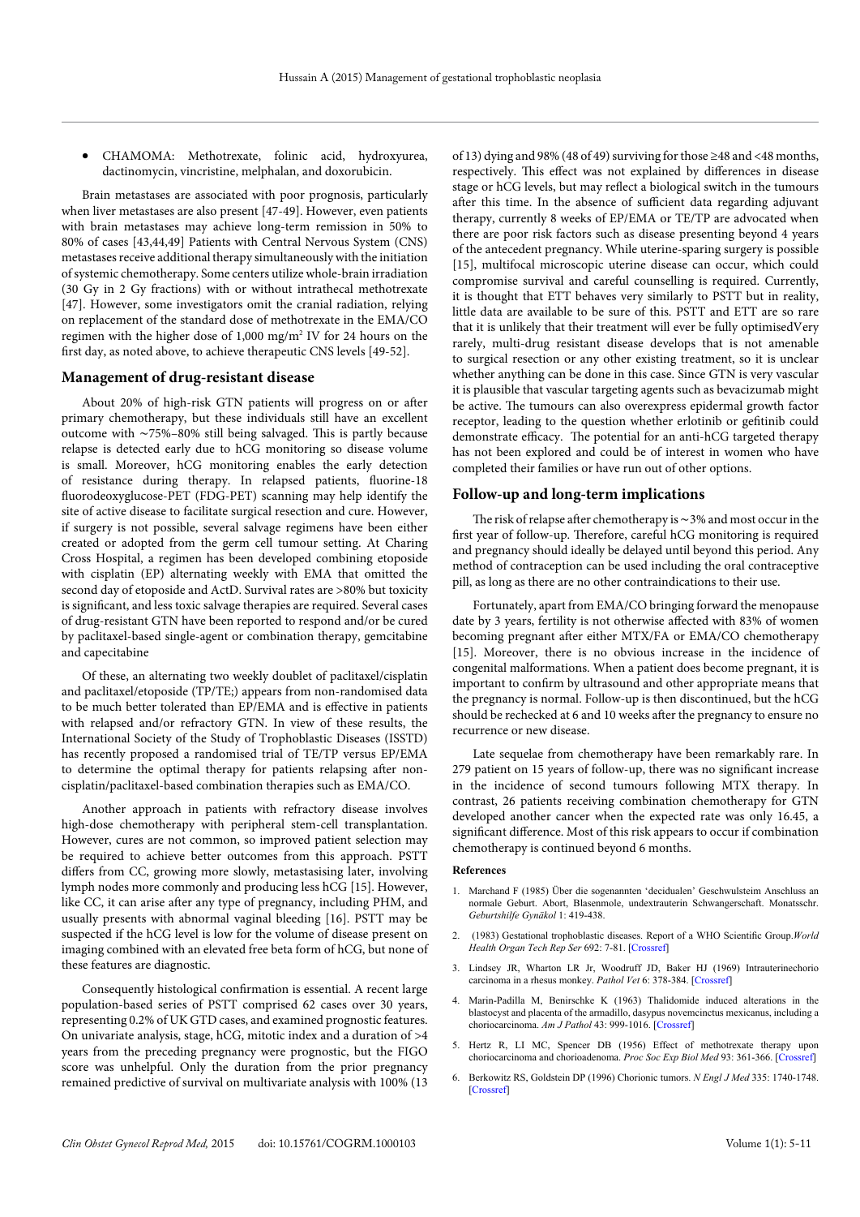- CHAMOMA: Methotrexate, folinic acid, hydroxyurea, dactinomycin, vincristine, melphalan, and doxorubicin.

Brain metastases are associated with poor prognosis, particularly when liver metastases are also present [47-49]. However, even patients with brain metastases may achieve long-term remission in 50% to 80% of cases [43,44,49] Patients with Central Nervous System (CNS) metastases receive additional therapy simultaneously with the initiation of systemic chemotherapy. Some centers utilize whole-brain irradiation (30 Gy in 2 Gy fractions) with or without intrathecal methotrexate [47]. However, some investigators omit the cranial radiation, relying on replacement of the standard dose of methotrexate in the EMA/CO regimen with the higher dose of 1,000 mg/m$^2$ IV for 24 hours on the first day, as noted above, to achieve therapeutic CNS levels [49-52].

## Management of drug-resistant disease

About 20% of high-risk GTN patients will progress on or after primary chemotherapy, but these individuals still have an excellent outcome with ~75%–80% still being salvaged. This is partly because relapse is detected early due to hCG monitoring so disease volume is small. Moreover, hCG monitoring enables the early detection of resistance during therapy. In relapsed patients, fluorine-18 fluorodeoxyglucose-PET (FDG-PET) scanning may help identify the site of active disease to facilitate surgical resection and cure. However, if surgery is not possible, several salvage regimens have been either created or adopted from the germ cell tumour setting. At Charing Cross Hospital, a regimen has been developed combining etoposide with cisplatin (EP) alternating weekly with EMA that omitted the second day of etoposide and ActD. Survival rates are >80% but toxicity is significant, and less toxic salvage therapies are required. Several cases of drug-resistant GTN have been reported to respond and/or be cured by paclitaxel-based single-agent or combination therapy, gemcitabine and capecitabine

Of these, an alternating two weekly doublet of paclitaxel/cisplatin and paclitaxel/etoposide (TP/TE;) appears from non-randomised data to be much better tolerated than EP/EMA and is effective in patients with relapsed and/or refractory GTN. In view of these results, the International Society of the Study of Trophoblastic Diseases (ISSTD) has recently proposed a randomised trial of TE/TP versus EP/EMA to determine the optimal therapy for patients relapsing after non-cisplatin/paclitaxel-based combination therapies such as EMA/CO.

Another approach in patients with refractory disease involves high-dose chemotherapy with peripheral stem-cell transplantation. However, cures are not common, so improved patient selection may be required to achieve better outcomes from this approach. PSTT differs from CC, growing more slowly, metastasising later, involving lymph nodes more commonly and producing less hCG [15]. However, like CC, it can arise after any type of pregnancy, including PHM, and usually presents with abnormal vaginal bleeding [16]. PSTT may be suspected if the hCG level is low for the volume of disease present on imaging combined with an elevated free beta form of hCG, but none of these features are diagnostic.

Consequently histological confirmation is essential. A recent large population-based series of PSTT comprised 62 cases over 30 years, representing 0.2% of UK GTD cases, and examined prognostic features. On univariate analysis, stage, hCG, mitotic index and a duration of >4 years from the preceding pregnancy were prognostic, but the FIGO score was unhelpful. Only the duration from the prior pregnancy remained predictive of survival on multivariate analysis with 100% (13 of 13) dying and 98% (48 of 49) surviving for those ≥48 and <48 months, respectively. This effect was not explained by differences in disease stage or hCG levels, but may reflect a biological switch in the tumours after this time. In the absence of sufficient data regarding adjuvant therapy, currently 8 weeks of EP/EMA or TE/TP are advocated when there are poor risk factors such as disease presenting beyond 4 years of the antecedent pregnancy. While uterine-sparing surgery is possible [15], multifocal microscopic uterine disease can occur, which could compromise survival and careful counselling is required. Currently, it is thought that ETT behaves very similarly to PSTT but in reality, little data are available to be sure of this. PSTT and ETT are so rare that it is unlikely that their treatment will ever be fully optimisedVery rarely, multi-drug resistant disease develops that is not amenable to surgical resection or any other existing treatment, so it is unclear whether anything can be done in this case. Since GTN is very vascular it is plausible that vascular targeting agents such as bevacizumab might be active. The tumours can also overexpress epidermal growth factor receptor, leading to the question whether erlotinib or gefitinib could demonstrate efficacy. The potential for an anti-hCG targeted therapy has not been explored and could be of interest in women who have completed their families or have run out of other options.

## Follow-up and long-term implications

The risk of relapse after chemotherapy is ~3% and most occur in the first year of follow-up. Therefore, careful hCG monitoring is required and pregnancy should ideally be delayed until beyond this period. Any method of contraception can be used including the oral contraceptive pill, as long as there are no other contraindications to their use.

Fortunately, apart from EMA/CO bringing forward the menopause date by 3 years, fertility is not otherwise affected with 83% of women becoming pregnant after either MTX/FA or EMA/CO chemotherapy [15]. Moreover, there is no obvious increase in the incidence of congenital malformations. When a patient does become pregnant, it is important to confirm by ultrasound and other appropriate means that the pregnancy is normal. Follow-up is then discontinued, but the hCG should be rechecked at 6 and 10 weeks after the pregnancy to ensure no recurrence or new disease.

Late sequelae from chemotherapy have been remarkably rare. In 279 patient on 15 years of follow-up, there was no significant increase in the incidence of second tumours following MTX therapy. In contrast, 26 patients receiving combination chemotherapy for GTN developed another cancer when the expected rate was only 16.45, a significant difference. Most of this risk appears to occur if combination chemotherapy is continued beyond 6 months.

### References

1. Marchand F (1985) Über die sogenannten 'decidualen' Geschwulsteim Anschluss an normale Geburt. Abort, Blasenmole, undextrauterin Schwangerschaft. Monatsschr. *Geburtshilfe Gynäkol* 1: 419-438.
2. (1983) Gestational trophoblastic diseases. Report of a WHO Scientific Group.*World Health Organ Tech Rep Ser* 692: 7-81. [Crossref]
3. Lindsey JR, Wharton LR Jr, Woodruff JD, Baker HJ (1969) Intrauterinechorio carcinoma in a rhesus monkey. *Pathol Vet* 6: 378-384. [Crossref]
4. Marin-Padilla M, Benirschke K (1963) Thalidomide induced alterations in the blastocyst and placenta of the armadillo, dasypus novemcinctus mexicanus, including a choriocarcinoma. *Am J Pathol* 43: 999-1016. [Crossref]
5. Hertz R, LI MC, Spencer DB (1956) Effect of methotrexate therapy upon choriocarcinoma and chorioadenoma. *Proc Soc Exp Biol Med* 93: 361-366. [Crossref]
6. Berkowitz RS, Goldstein DP (1996) Chorionic tumors. *N Engl J Med* 335: 1740-1748. [Crossref]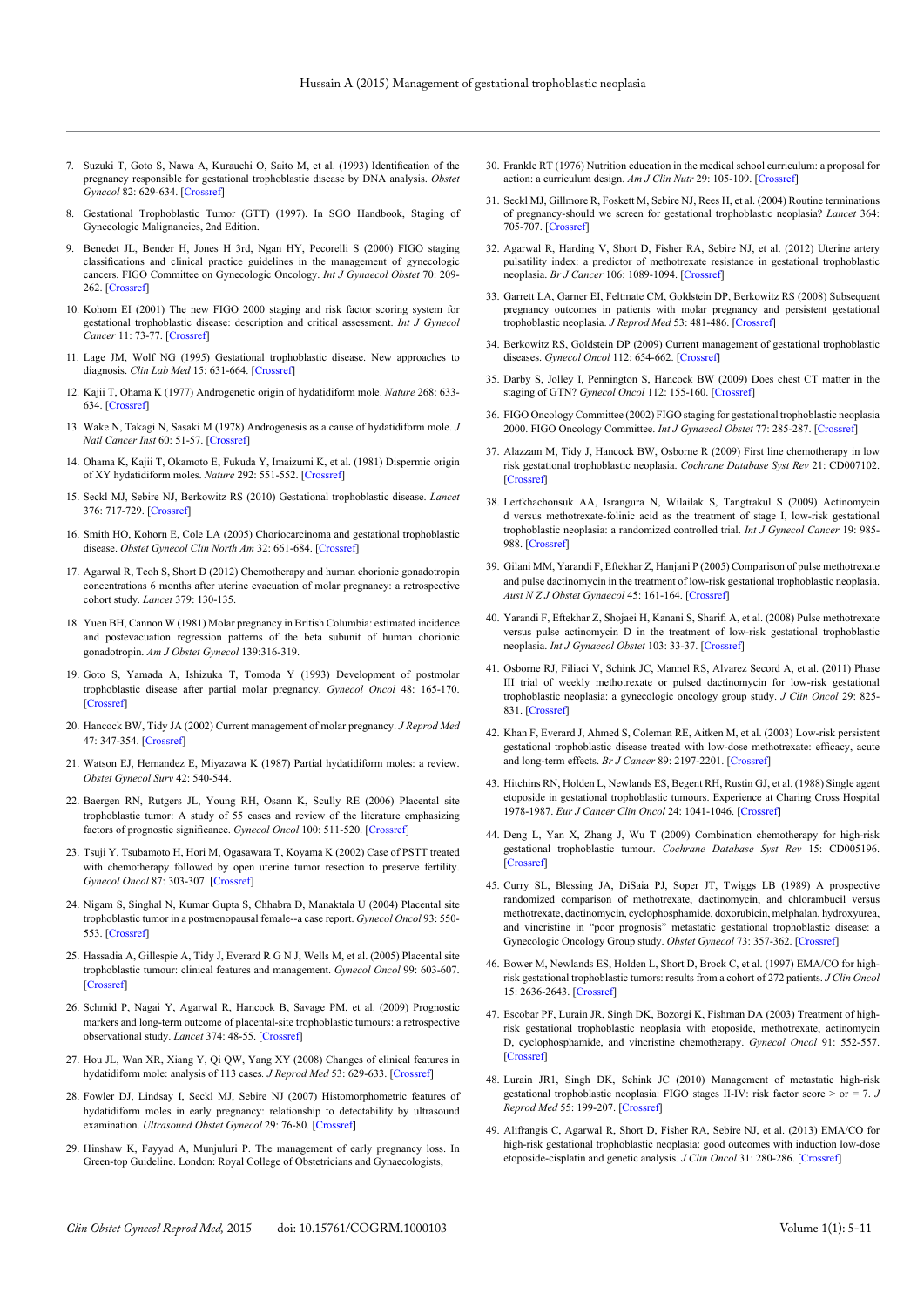7. Suzuki T, Goto S, Nawa A, Kurauchi O, Saito M, et al. (1993) Identification of the pregnancy responsible for gestational trophoblastic disease by DNA analysis. *Obstet Gynecol* 82: 629-634. [Crossref]

8. Gestational Trophoblastic Tumor (GTT) (1997). In SGO Handbook, Staging of Gynecologic Malignancies, 2nd Edition.

9. Benedet JL, Bender H, Jones H 3rd, Ngan HY, Pecorelli S (2000) FIGO staging classifications and clinical practice guidelines in the management of gynecologic cancers. FIGO Committee on Gynecologic Oncology. *Int J Gynaecol Obstet* 70: 209-262. [Crossref]

10. Kohorn EI (2001) The new FIGO 2000 staging and risk factor scoring system for gestational trophoblastic disease: description and critical assessment. *Int J Gynecol Cancer* 11: 73-77. [Crossref]

11. Lage JM, Wolf NG (1995) Gestational trophoblastic disease. New approaches to diagnosis. *Clin Lab Med* 15: 631-664. [Crossref]

12. Kajii T, Ohama K (1977) Androgenetic origin of hydatidiform mole. *Nature* 268: 633-634. [Crossref]

13. Wake N, Takagi N, Sasaki M (1978) Androgenesis as a cause of hydatidiform mole. *J Natl Cancer Inst* 60: 51-57. [Crossref]

14. Ohama K, Kajii T, Okamoto E, Fukuda Y, Imaizumi K, et al. (1981) Dispermic origin of XY hydatidiform moles. *Nature* 292: 551-552. [Crossref]

15. Seckl MJ, Sebire NJ, Berkowitz RS (2010) Gestational trophoblastic disease. *Lancet* 376: 717-729. [Crossref]

16. Smith HO, Kohorn E, Cole LA (2005) Choriocarcinoma and gestational trophoblastic disease. *Obstet Gynecol Clin North Am* 32: 661-684. [Crossref]

17. Agarwal R, Teoh S, Short D (2012) Chemotherapy and human chorionic gonadotropin concentrations 6 months after uterine evacuation of molar pregnancy: a retrospective cohort study. *Lancet* 379: 130-135.

18. Yuen BH, Cannon W (1981) Molar pregnancy in British Columbia: estimated incidence and postevacuation regression patterns of the beta subunit of human chorionic gonadotropin. *Am J Obstet Gynecol* 139:316-319.

19. Goto S, Yamada A, Ishizuka T, Tomoda Y (1993) Development of postmolar trophoblastic disease after partial molar pregnancy. *Gynecol Oncol* 48: 165-170. [Crossref]

20. Hancock BW, Tidy JA (2002) Current management of molar pregnancy. *J Reprod Med* 47: 347-354. [Crossref]

21. Watson EJ, Hernandez E, Miyazawa K (1987) Partial hydatidiform moles: a review. *Obstet Gynecol Surv* 42: 540-544.

22. Baergen RN, Rutgers JL, Young RH, Osann K, Scully RE (2006) Placental site trophoblastic tumor: A study of 55 cases and review of the literature emphasizing factors of prognostic significance. *Gynecol Oncol* 100: 511-520. [Crossref]

23. Tsuji Y, Tsubamoto H, Hori M, Ogasawara T, Koyama K (2002) Case of PSTT treated with chemotherapy followed by open uterine tumor resection to preserve fertility. *Gynecol Oncol* 87: 303-307. [Crossref]

24. Nigam S, Singhal N, Kumar Gupta S, Chhabra D, Manaktala U (2004) Placental site trophoblastic tumor in a postmenopausal female--a case report. *Gynecol Oncol* 93: 550-553. [Crossref]

25. Hassadia A, Gillespie A, Tidy J, Everard R G N J, Wells M, et al. (2005) Placental site trophoblastic tumour: clinical features and management. *Gynecol Oncol* 99: 603-607. [Crossref]

26. Schmid P, Nagai Y, Agarwal R, Hancock B, Savage PM, et al. (2009) Prognostic markers and long-term outcome of placental-site trophoblastic tumours: a retrospective observational study. *Lancet* 374: 48-55. [Crossref]

27. Hou JL, Wan XR, Xiang Y, Qi QW, Yang XY (2008) Changes of clinical features in hydatidiform mole: analysis of 113 cases. *J Reprod Med* 53: 629-633. [Crossref]

28. Fowler DJ, Lindsay I, Seckl MJ, Sebire NJ (2007) Histomorphometric features of hydatidiform moles in early pregnancy: relationship to detectability by ultrasound examination. *Ultrasound Obstet Gynecol* 29: 76-80. [Crossref]

29. Hinshaw K, Fayyad A, Munjuluri P. The management of early pregnancy loss. In Green-top Guideline. London: Royal College of Obstetricians and Gynaecologists,

30. Frankle RT (1976) Nutrition education in the medical school curriculum: a proposal for action: a curriculum design. *Am J Clin Nutr* 29: 105-109. [Crossref]

31. Seckl MJ, Gillmore R, Foskett M, Sebire NJ, Rees H, et al. (2004) Routine terminations of pregnancy-should we screen for gestational trophoblastic neoplasia? *Lancet* 364: 705-707. [Crossref]

32. Agarwal R, Harding V, Short D, Fisher RA, Sebire NJ, et al. (2012) Uterine artery pulsatility index: a predictor of methotrexate resistance in gestational trophoblastic neoplasia. *Br J Cancer* 106: 1089-1094. [Crossref]

33. Garrett LA, Garner EI, Feltmate CM, Goldstein DP, Berkowitz RS (2008) Subsequent pregnancy outcomes in patients with molar pregnancy and persistent gestational trophoblastic neoplasia. *J Reprod Med* 53: 481-486. [Crossref]

34. Berkowitz RS, Goldstein DP (2009) Current management of gestational trophoblastic diseases. *Gynecol Oncol* 112: 654-662. [Crossref]

35. Darby S, Jolley I, Pennington S, Hancock BW (2009) Does chest CT matter in the staging of GTN? *Gynecol Oncol* 112: 155-160. [Crossref]

36. FIGO Oncology Committee (2002) FIGO staging for gestational trophoblastic neoplasia 2000. FIGO Oncology Committee. *Int J Gynaecol Obstet* 77: 285-287. [Crossref]

37. Alazzam M, Tidy J, Hancock BW, Osborne R (2009) First line chemotherapy in low risk gestational trophoblastic neoplasia. *Cochrane Database Syst Rev* 21: CD007102. [Crossref]

38. Lertkhachonsuk AA, Israngura N, Wilailak S, Tangtrakul S (2009) Actinomycin d versus methotrexate-folinic acid as the treatment of stage I, low-risk gestational trophoblastic neoplasia: a randomized controlled trial. *Int J Gynecol Cancer* 19: 985-988. [Crossref]

39. Gilani MM, Yarandi F, Eftekhar Z, Hanjani P (2005) Comparison of pulse methotrexate and pulse dactinomycin in the treatment of low-risk gestational trophoblastic neoplasia. *Aust N Z J Obstet Gynaecol* 45: 161-164. [Crossref]

40. Yarandi F, Eftekhar Z, Shojaei H, Kanani S, Sharifi A, et al. (2008) Pulse methotrexate versus pulse actinomycin D in the treatment of low-risk gestational trophoblastic neoplasia. *Int J Gynaecol Obstet* 103: 33-37. [Crossref]

41. Osborne RJ, Filiaci V, Schink JC, Mannel RS, Alvarez Secord A, et al. (2011) Phase III trial of weekly methotrexate or pulsed dactinomycin for low-risk gestational trophoblastic neoplasia: a gynecologic oncology group study. *J Clin Oncol* 29: 825-831. [Crossref]

42. Khan F, Everard J, Ahmed S, Coleman RE, Aitken M, et al. (2003) Low-risk persistent gestational trophoblastic disease treated with low-dose methotrexate: efficacy, acute and long-term effects. *Br J Cancer* 89: 2197-2201. [Crossref]

43. Hitchins RN, Holden L, Newlands ES, Begent RH, Rustin GJ, et al. (1988) Single agent etoposide in gestational trophoblastic tumours. Experience at Charing Cross Hospital 1978-1987. *Eur J Cancer Clin Oncol* 24: 1041-1046. [Crossref]

44. Deng L, Yan X, Zhang J, Wu T (2009) Combination chemotherapy for high-risk gestational trophoblastic tumour. *Cochrane Database Syst Rev* 15: CD005196. [Crossref]

45. Curry SL, Blessing JA, DiSaia PJ, Soper JT, Twiggs LB (1989) A prospective randomized comparison of methotrexate, dactinomycin, and chlorambucil versus methotrexate, dactinomycin, cyclophosphamide, doxorubicin, melphalan, hydroxyurea, and vincristine in "poor prognosis" metastatic gestational trophoblastic disease: a Gynecologic Oncology Group study. *Obstet Gynecol* 73: 357-362. [Crossref]

46. Bower M, Newlands ES, Holden L, Short D, Brock C, et al. (1997) EMA/CO for high-risk gestational trophoblastic tumors: results from a cohort of 272 patients. *J Clin Oncol* 15: 2636-2643. [Crossref]

47. Escobar PF, Lurain JR, Singh DK, Bozorgi K, Fishman DA (2003) Treatment of high-risk gestational trophoblastic neoplasia with etoposide, methotrexate, actinomycin D, cyclophosphamide, and vincristine chemotherapy. *Gynecol Oncol* 91: 552-557. [Crossref]

48. Lurain JR1, Singh DK, Schink JC (2010) Management of metastatic high-risk gestational trophoblastic neoplasia: FIGO stages II-IV: risk factor score > or = 7. *J Reprod Med* 55: 199-207. [Crossref]

49. Alifrangis C, Agarwal R, Short D, Fisher RA, Sebire NJ, et al. (2013) EMA/CO for high-risk gestational trophoblastic neoplasia: good outcomes with induction low-dose etoposide-cisplatin and genetic analysis. *J Clin Oncol* 31: 280-286. [Crossref]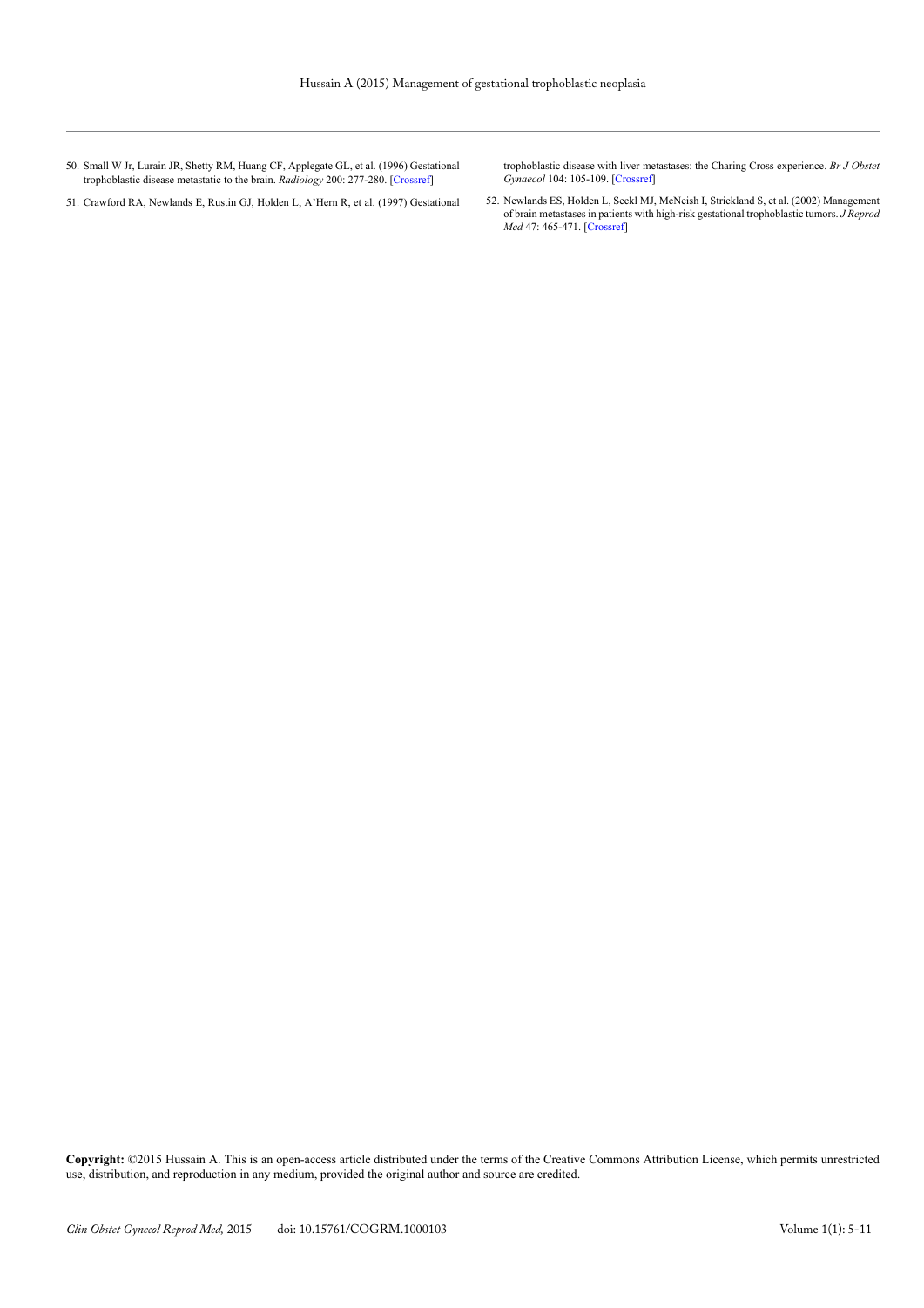50. Small W Jr, Lurain JR, Shetty RM, Huang CF, Applegate GL, et al. (1996) Gestational trophoblastic disease metastatic to the brain. *Radiology* 200: 277-280. [Crossref]

51. Crawford RA, Newlands E, Rustin GJ, Holden L, A'Hern R, et al. (1997) Gestational trophoblastic disease with liver metastases: the Charing Cross experience. *Br J Obstet Gynaecol* 104: 105-109. [Crossref]

52. Newlands ES, Holden L, Seckl MJ, McNeish I, Strickland S, et al. (2002) Management of brain metastases in patients with high-risk gestational trophoblastic tumors. *J Reprod Med* 47: 465-471. [Crossref]

**Copyright:** ©2015 Hussain A. This is an open-access article distributed under the terms of the Creative Commons Attribution License, which permits unrestricted use, distribution, and reproduction in any medium, provided the original author and source are credited.